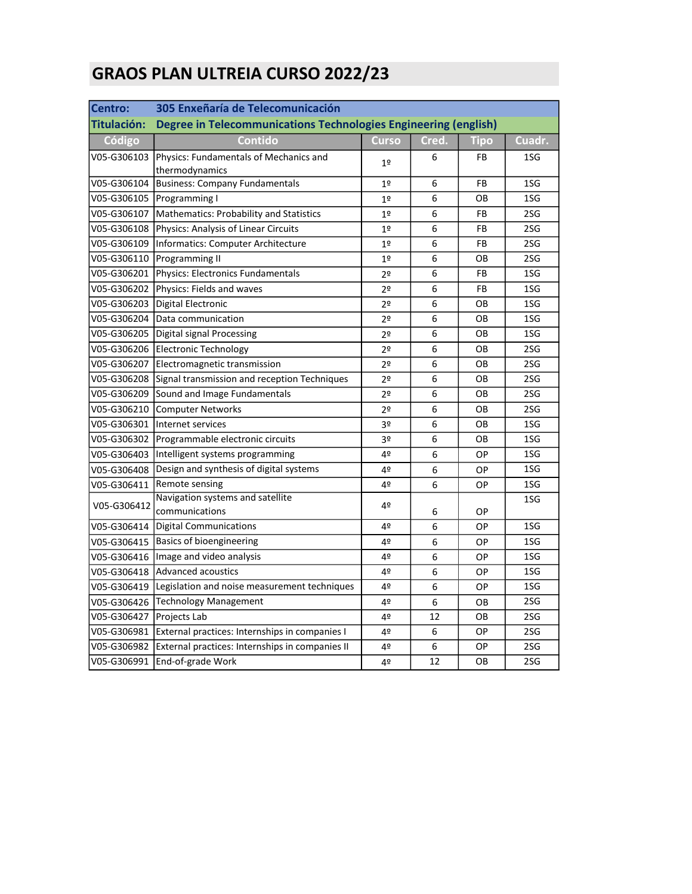# GRAOS PLAN ULTREIA CURSO 2022/23

**Centro:** 305 Enxeñaría de Telecomunicación

**Titulación:** Degree in Telecommunications Technologies Engineering (english)

| Código | Contido | Curso | Cred. | Tipo | Cuadr. |
|---|---|---|---|---|---|
| V05-G306103 | Physics: Fundamentals of Mechanics and thermodynamics | 1º | 6 | FB | 1SG |
| V05-G306104 | Business: Company Fundamentals | 1º | 6 | FB | 1SG |
| V05-G306105 | Programming I | 1º | 6 | OB | 1SG |
| V05-G306107 | Mathematics: Probability and Statistics | 1º | 6 | FB | 2SG |
| V05-G306108 | Physics: Analysis of Linear Circuits | 1º | 6 | FB | 2SG |
| V05-G306109 | Informatics: Computer Architecture | 1º | 6 | FB | 2SG |
| V05-G306110 | Programming II | 1º | 6 | OB | 2SG |
| V05-G306201 | Physics: Electronics Fundamentals | 2º | 6 | FB | 1SG |
| V05-G306202 | Physics: Fields and waves | 2º | 6 | FB | 1SG |
| V05-G306203 | Digital Electronic | 2º | 6 | OB | 1SG |
| V05-G306204 | Data communication | 2º | 6 | OB | 1SG |
| V05-G306205 | Digital signal Processing | 2º | 6 | OB | 1SG |
| V05-G306206 | Electronic Technology | 2º | 6 | OB | 2SG |
| V05-G306207 | Electromagnetic transmission | 2º | 6 | OB | 2SG |
| V05-G306208 | Signal transmission and reception Techniques | 2º | 6 | OB | 2SG |
| V05-G306209 | Sound and Image Fundamentals | 2º | 6 | OB | 2SG |
| V05-G306210 | Computer Networks | 2º | 6 | OB | 2SG |
| V05-G306301 | Internet services | 3º | 6 | OB | 1SG |
| V05-G306302 | Programmable electronic circuits | 3º | 6 | OB | 1SG |
| V05-G306403 | Intelligent systems programming | 4º | 6 | OP | 1SG |
| V05-G306408 | Design and synthesis of digital systems | 4º | 6 | OP | 1SG |
| V05-G306411 | Remote sensing | 4º | 6 | OP | 1SG |
| V05-G306412 | Navigation systems and satellite communications | 4º | 6 | OP | 1SG |
| V05-G306414 | Digital Communications | 4º | 6 | OP | 1SG |
| V05-G306415 | Basics of bioengineering | 4º | 6 | OP | 1SG |
| V05-G306416 | Image and video analysis | 4º | 6 | OP | 1SG |
| V05-G306418 | Advanced acoustics | 4º | 6 | OP | 1SG |
| V05-G306419 | Legislation and noise measurement techniques | 4º | 6 | OP | 1SG |
| V05-G306426 | Technology Management | 4º | 6 | OB | 2SG |
| V05-G306427 | Projects Lab | 4º | 12 | OB | 2SG |
| V05-G306981 | External practices: Internships in companies I | 4º | 6 | OP | 2SG |
| V05-G306982 | External practices: Internships in companies II | 4º | 6 | OP | 2SG |
| V05-G306991 | End-of-grade Work | 4º | 12 | OB | 2SG |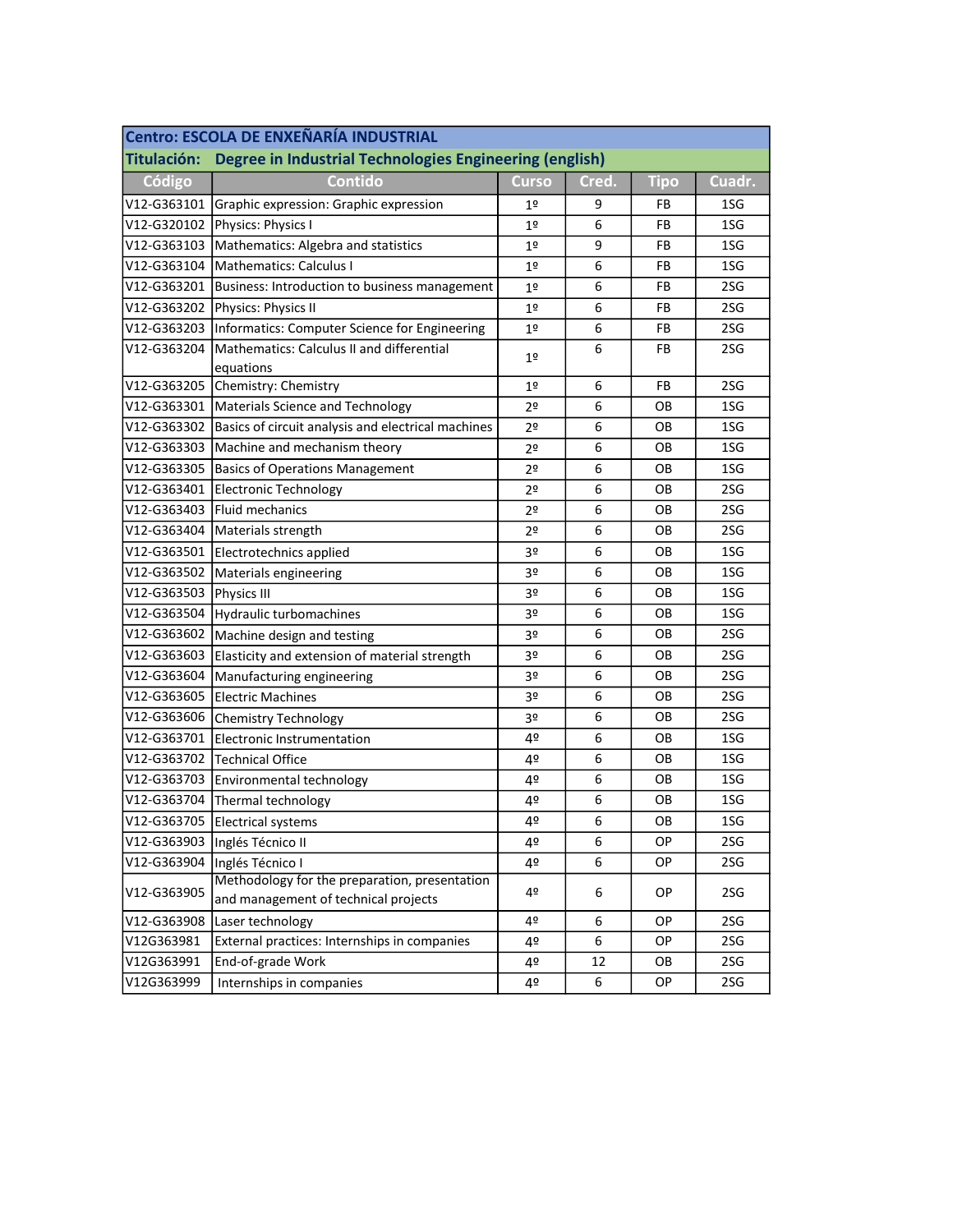| Centro: ESCOLA DE ENXEÑARÍA INDUSTRIAL | | | | | |
|---|---|---|---|---|---|
| **Titulación: Degree in Industrial Technologies Engineering (english)** | | | | | |
| **Código** | **Contido** | **Curso** | **Cred.** | **Tipo** | **Cuadr.** |
| V12-G363101 | Graphic expression: Graphic expression | 1º | 9 | FB | 1SG |
| V12-G320102 | Physics: Physics I | 1º | 6 | FB | 1SG |
| V12-G363103 | Mathematics: Algebra and statistics | 1º | 9 | FB | 1SG |
| V12-G363104 | Mathematics: Calculus I | 1º | 6 | FB | 1SG |
| V12-G363201 | Business: Introduction to business management | 1º | 6 | FB | 2SG |
| V12-G363202 | Physics: Physics II | 1º | 6 | FB | 2SG |
| V12-G363203 | Informatics: Computer Science for Engineering | 1º | 6 | FB | 2SG |
| V12-G363204 | Mathematics: Calculus II and differential equations | 1º | 6 | FB | 2SG |
| V12-G363205 | Chemistry: Chemistry | 1º | 6 | FB | 2SG |
| V12-G363301 | Materials Science and Technology | 2º | 6 | OB | 1SG |
| V12-G363302 | Basics of circuit analysis and electrical machines | 2º | 6 | OB | 1SG |
| V12-G363303 | Machine and mechanism theory | 2º | 6 | OB | 1SG |
| V12-G363305 | Basics of Operations Management | 2º | 6 | OB | 1SG |
| V12-G363401 | Electronic Technology | 2º | 6 | OB | 2SG |
| V12-G363403 | Fluid mechanics | 2º | 6 | OB | 2SG |
| V12-G363404 | Materials strength | 2º | 6 | OB | 2SG |
| V12-G363501 | Electrotechnics applied | 3º | 6 | OB | 1SG |
| V12-G363502 | Materials engineering | 3º | 6 | OB | 1SG |
| V12-G363503 | Physics III | 3º | 6 | OB | 1SG |
| V12-G363504 | Hydraulic turbomachines | 3º | 6 | OB | 1SG |
| V12-G363602 | Machine design and testing | 3º | 6 | OB | 2SG |
| V12-G363603 | Elasticity and extension of material strength | 3º | 6 | OB | 2SG |
| V12-G363604 | Manufacturing engineering | 3º | 6 | OB | 2SG |
| V12-G363605 | Electric Machines | 3º | 6 | OB | 2SG |
| V12-G363606 | Chemistry Technology | 3º | 6 | OB | 2SG |
| V12-G363701 | Electronic Instrumentation | 4º | 6 | OB | 1SG |
| V12-G363702 | Technical Office | 4º | 6 | OB | 1SG |
| V12-G363703 | Environmental technology | 4º | 6 | OB | 1SG |
| V12-G363704 | Thermal technology | 4º | 6 | OB | 1SG |
| V12-G363705 | Electrical systems | 4º | 6 | OB | 1SG |
| V12-G363903 | Inglés Técnico II | 4º | 6 | OP | 2SG |
| V12-G363904 | Inglés Técnico I | 4º | 6 | OP | 2SG |
| V12-G363905 | Methodology for the preparation, presentation and management of technical projects | 4º | 6 | OP | 2SG |
| V12-G363908 | Laser technology | 4º | 6 | OP | 2SG |
| V12G363981 | External practices: Internships in companies | 4º | 6 | OP | 2SG |
| V12G363991 | End-of-grade Work | 4º | 12 | OB | 2SG |
| V12G363999 | Internships in companies | 4º | 6 | OP | 2SG |